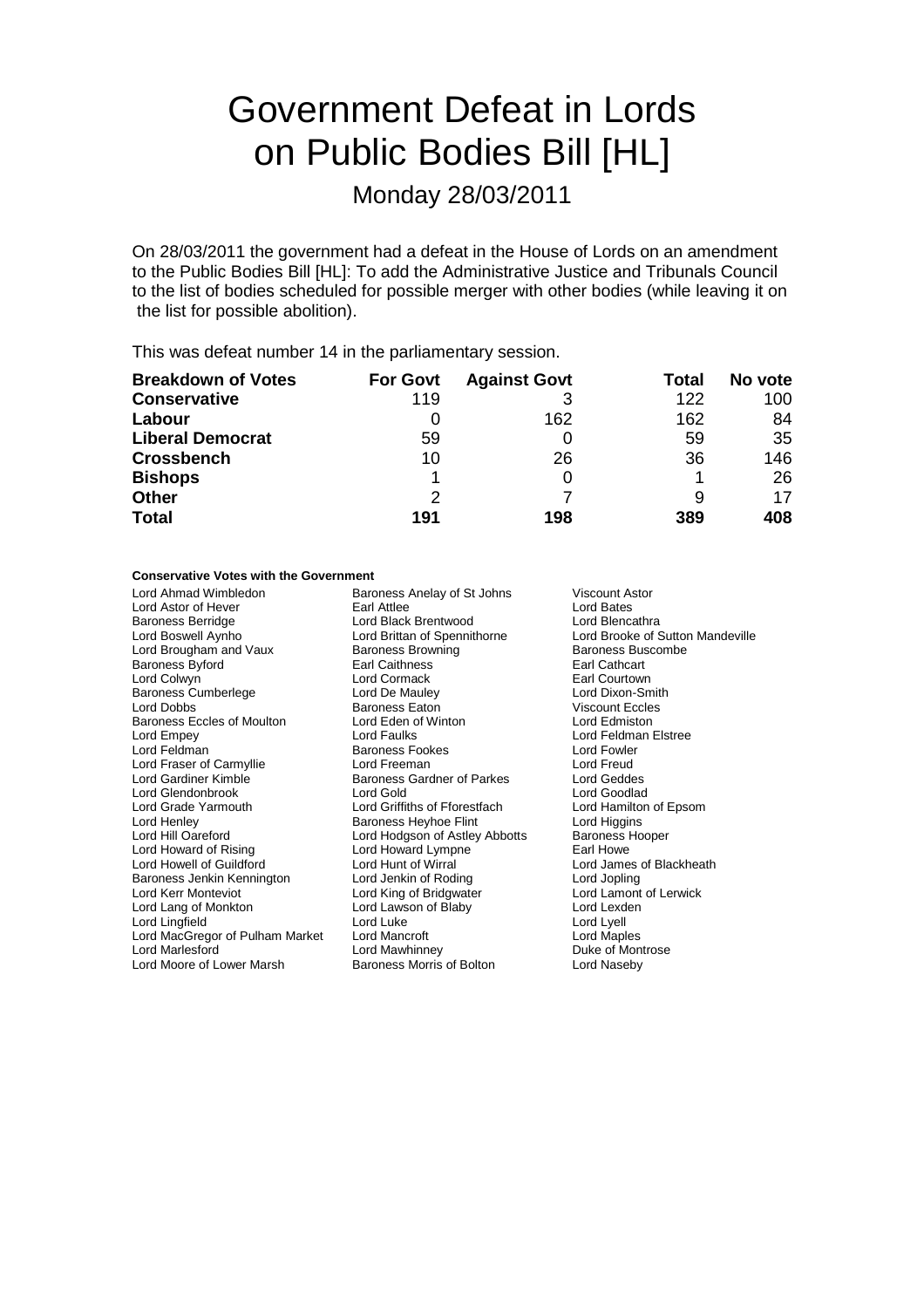# Government Defeat in Lords on Public Bodies Bill [HL]

Monday 28/03/2011

On 28/03/2011 the government had a defeat in the House of Lords on an amendment to the Public Bodies Bill [HL]: To add the Administrative Justice and Tribunals Council to the list of bodies scheduled for possible merger with other bodies (while leaving it on the list for possible abolition).

This was defeat number 14 in the parliamentary session.

| Breakdown of Votes | For Govt | Against Govt | Total | No vote |
|---|---|---|---|---|
| **Conservative** | 119 | 3 | 122 | 100 |
| **Labour** | 0 | 162 | 162 | 84 |
| **Liberal Democrat** | 59 | 0 | 59 | 35 |
| **Crossbench** | 10 | 26 | 36 | 146 |
| **Bishops** | 1 | 0 | 1 | 26 |
| **Other** | 2 | 7 | 9 | 17 |
| **Total** | **191** | **198** | **389** | **408** |

**Conservative Votes with the Government**

| | | |
|---|---|---|
| Lord Ahmad Wimbledon | Baroness Anelay of St Johns | Viscount Astor |
| Lord Astor of Hever | Earl Attlee | Lord Bates |
| Baroness Berridge | Lord Black Brentwood | Lord Blencathra |
| Lord Boswell Aynho | Lord Brittan of Spennithorne | Lord Brooke of Sutton Mandeville |
| Lord Brougham and Vaux | Baroness Browning | Baroness Buscombe |
| Baroness Byford | Earl Caithness | Earl Cathcart |
| Lord Colwyn | Lord Cormack | Earl Courtown |
| Baroness Cumberlege | Lord De Mauley | Lord Dixon-Smith |
| Lord Dobbs | Baroness Eaton | Viscount Eccles |
| Baroness Eccles of Moulton | Lord Eden of Winton | Lord Edmiston |
| Lord Empey | Lord Faulks | Lord Feldman Elstree |
| Lord Feldman | Baroness Fookes | Lord Fowler |
| Lord Fraser of Carmyllie | Lord Freeman | Lord Freud |
| Lord Gardiner Kimble | Baroness Gardner of Parkes | Lord Geddes |
| Lord Glendonbrook | Lord Gold | Lord Goodlad |
| Lord Grade Yarmouth | Lord Griffiths of Fforestfach | Lord Hamilton of Epsom |
| Lord Henley | Baroness Heyhoe Flint | Lord Higgins |
| Lord Hill Oareford | Lord Hodgson of Astley Abbotts | Baroness Hooper |
| Lord Howard of Rising | Lord Howard Lympne | Earl Howe |
| Lord Howell of Guildford | Lord Hunt of Wirral | Lord James of Blackheath |
| Baroness Jenkin Kennington | Lord Jenkin of Roding | Lord Jopling |
| Lord Kerr Monteviot | Lord King of Bridgwater | Lord Lamont of Lerwick |
| Lord Lang of Monkton | Lord Lawson of Blaby | Lord Lexden |
| Lord Lingfield | Lord Luke | Lord Lyell |
| Lord MacGregor of Pulham Market | Lord Mancroft | Lord Maples |
| Lord Marlesford | Lord Mawhinney | Duke of Montrose |
| Lord Moore of Lower Marsh | Baroness Morris of Bolton | Lord Naseby |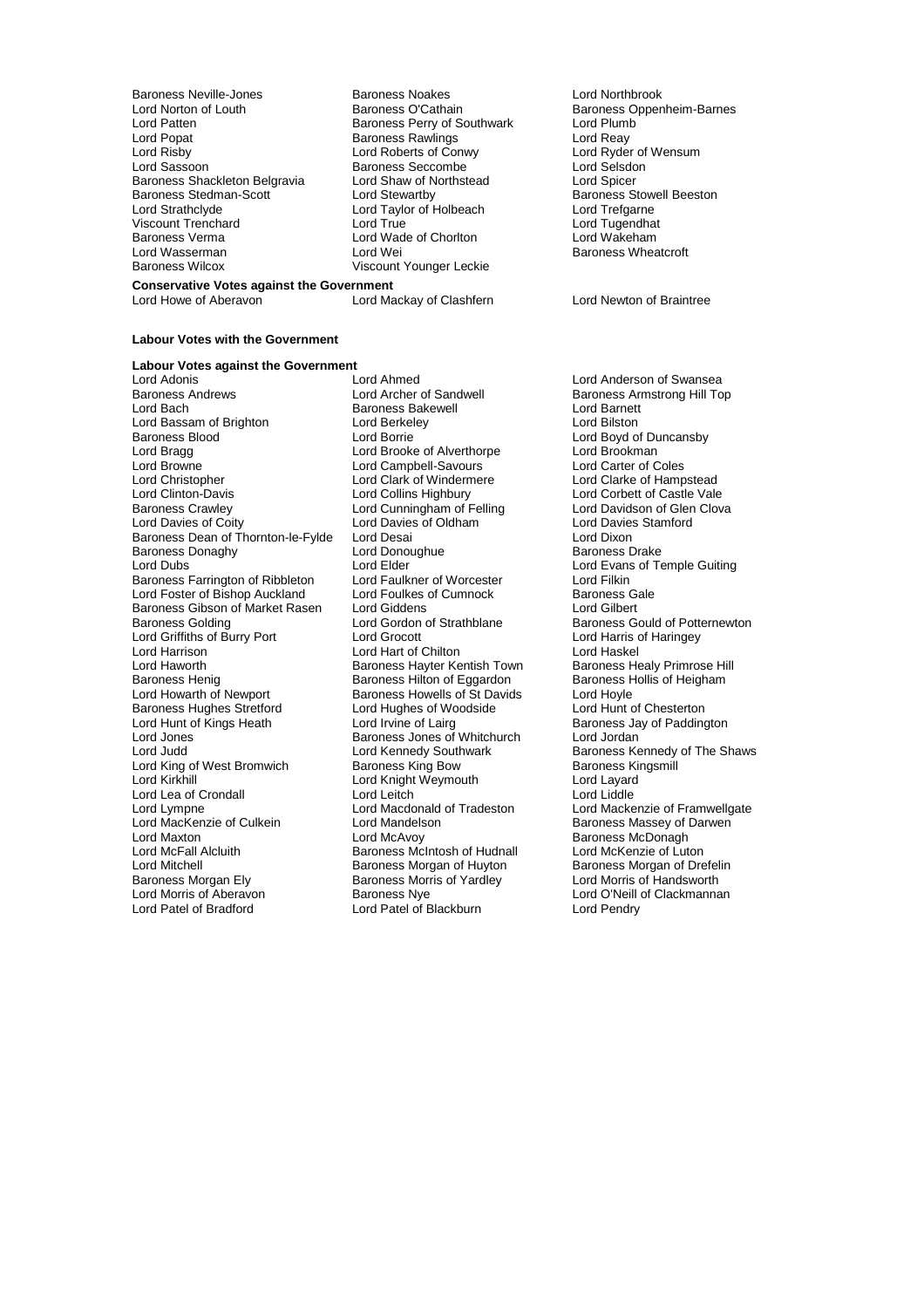Baroness Neville-Jones
Baroness Noakes
Lord Northbrook
Lord Norton of Louth
Baroness O'Cathain
Baroness Oppenheim-Barnes
Lord Patten
Baroness Perry of Southwark
Lord Plumb
Lord Popat
Baroness Rawlings
Lord Reay
Lord Risby
Lord Roberts of Conwy
Lord Ryder of Wensum
Lord Sassoon
Baroness Seccombe
Lord Selsdon
Baroness Shackleton Belgravia
Lord Shaw of Northstead
Lord Spicer
Baroness Stedman-Scott
Lord Stewartby
Baroness Stowell Beeston
Lord Strathclyde
Lord Taylor of Holbeach
Lord Trefgarne
Viscount Trenchard
Lord True
Lord Tugendhat
Baroness Verma
Lord Wade of Chorlton
Lord Wakeham
Lord Wasserman
Lord Wei
Baroness Wheatcroft
Baroness Wilcox
Viscount Younger Leckie

**Conservative Votes against the Government**

Lord Howe of Aberavon
Lord Mackay of Clashfern
Lord Newton of Braintree

**Labour Votes with the Government**

**Labour Votes against the Government**

Lord Adonis
Lord Ahmed
Lord Anderson of Swansea
Baroness Andrews
Lord Archer of Sandwell
Baroness Armstrong Hill Top
Lord Bach
Baroness Bakewell
Lord Barnett
Lord Bassam of Brighton
Lord Berkeley
Lord Bilston
Baroness Blood
Lord Borrie
Lord Boyd of Duncansby
Lord Bragg
Lord Brooke of Alverthorpe
Lord Brookman
Lord Browne
Lord Campbell-Savours
Lord Carter of Coles
Lord Christopher
Lord Clark of Windermere
Lord Clarke of Hampstead
Lord Clinton-Davis
Lord Collins Highbury
Lord Corbett of Castle Vale
Baroness Crawley
Lord Cunningham of Felling
Lord Davidson of Glen Clova
Lord Davies of Coity
Lord Davies of Oldham
Lord Davies Stamford
Baroness Dean of Thornton-le-Fylde
Lord Desai
Lord Dixon
Baroness Donaghy
Lord Donoughue
Baroness Drake
Lord Dubs
Lord Elder
Lord Evans of Temple Guiting
Baroness Farrington of Ribbleton
Lord Faulkner of Worcester
Lord Filkin
Lord Foster of Bishop Auckland
Lord Foulkes of Cumnock
Baroness Gale
Baroness Gibson of Market Rasen
Lord Giddens
Lord Gilbert
Baroness Golding
Lord Gordon of Strathblane
Baroness Gould of Potternewton
Lord Griffiths of Burry Port
Lord Grocott
Lord Harris of Haringey
Lord Harrison
Lord Hart of Chilton
Lord Haskel
Lord Haworth
Baroness Hayter Kentish Town
Baroness Healy Primrose Hill
Baroness Henig
Baroness Hilton of Eggardon
Baroness Hollis of Heigham
Lord Howarth of Newport
Baroness Howells of St Davids
Lord Hoyle
Baroness Hughes Stretford
Lord Hughes of Woodside
Lord Hunt of Chesterton
Lord Hunt of Kings Heath
Lord Irvine of Lairg
Baroness Jay of Paddington
Lord Jones
Baroness Jones of Whitchurch
Lord Jordan
Lord Judd
Lord Kennedy Southwark
Baroness Kennedy of The Shaws
Lord King of West Bromwich
Baroness King Bow
Baroness Kingsmill
Lord Kirkhill
Lord Knight Weymouth
Lord Layard
Lord Lea of Crondall
Lord Leitch
Lord Liddle
Lord Lympne
Lord Macdonald of Tradeston
Lord Mackenzie of Framwellgate
Lord MacKenzie of Culkein
Lord Mandelson
Baroness Massey of Darwen
Lord Maxton
Lord McAvoy
Baroness McDonagh
Lord McFall Alcluith
Baroness McIntosh of Hudnall
Lord McKenzie of Luton
Lord Mitchell
Baroness Morgan of Huyton
Baroness Morgan of Drefelin
Baroness Morgan Ely
Baroness Morris of Yardley
Lord Morris of Handsworth
Lord Morris of Aberavon
Baroness Nye
Lord O'Neill of Clackmannan
Lord Patel of Bradford
Lord Patel of Blackburn
Lord Pendry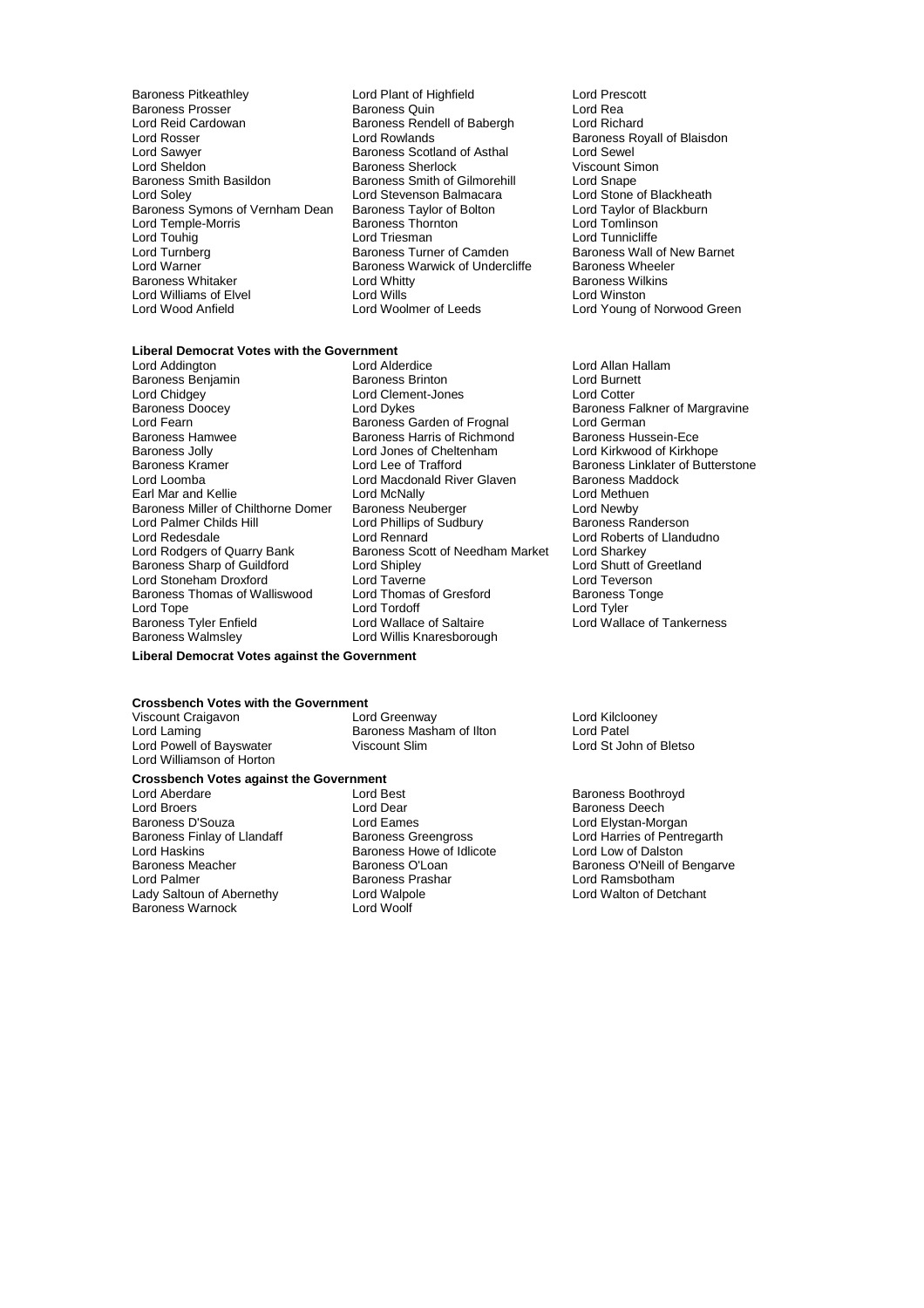Baroness Pitkeathley
Lord Plant of Highfield
Lord Prescott
Baroness Prosser
Baroness Quin
Lord Rea
Lord Reid Cardowan
Baroness Rendell of Babergh
Lord Richard
Lord Rosser
Lord Rowlands
Baroness Royall of Blaisdon
Lord Sawyer
Baroness Scotland of Asthal
Lord Sewel
Lord Sheldon
Baroness Sherlock
Viscount Simon
Baroness Smith Basildon
Baroness Smith of Gilmorehill
Lord Snape
Lord Soley
Lord Stevenson Balmacara
Lord Stone of Blackheath
Baroness Symons of Vernham Dean
Baroness Taylor of Bolton
Lord Taylor of Blackburn
Lord Temple-Morris
Baroness Thornton
Lord Tomlinson
Lord Touhig
Lord Triesman
Lord Tunnicliffe
Lord Turnberg
Baroness Turner of Camden
Baroness Wall of New Barnet
Lord Warner
Baroness Warwick of Undercliffe
Baroness Wheeler
Baroness Whitaker
Lord Whitty
Baroness Wilkins
Lord Williams of Elvel
Lord Wills
Lord Winston
Lord Wood Anfield
Lord Woolmer of Leeds
Lord Young of Norwood Green

**Liberal Democrat Votes with the Government**

Lord Addington
Lord Alderdice
Lord Allan Hallam
Baroness Benjamin
Baroness Brinton
Lord Burnett
Lord Chidgey
Lord Clement-Jones
Lord Cotter
Baroness Doocey
Lord Dykes
Baroness Falkner of Margravine
Lord Fearn
Baroness Garden of Frognal
Lord German
Baroness Hamwee
Baroness Harris of Richmond
Baroness Hussein-Ece
Baroness Jolly
Lord Jones of Cheltenham
Lord Kirkwood of Kirkhope
Baroness Kramer
Lord Lee of Trafford
Baroness Linklater of Butterstone
Lord Loomba
Lord Macdonald River Glaven
Baroness Maddock
Earl Mar and Kellie
Lord McNally
Lord Methuen
Baroness Miller of Chilthorne Domer
Baroness Neuberger
Lord Newby
Lord Palmer Childs Hill
Lord Phillips of Sudbury
Baroness Randerson
Lord Redesdale
Lord Rennard
Lord Roberts of Llandudno
Lord Rodgers of Quarry Bank
Baroness Scott of Needham Market
Lord Sharkey
Baroness Sharp of Guildford
Lord Shipley
Lord Shutt of Greetland
Lord Stoneham Droxford
Lord Taverne
Lord Teverson
Baroness Thomas of Walliswood
Lord Thomas of Gresford
Baroness Tonge
Lord Tope
Lord Tordoff
Lord Tyler
Baroness Tyler Enfield
Lord Wallace of Saltaire
Lord Wallace of Tankerness
Baroness Walmsley
Lord Willis Knaresborough

**Liberal Democrat Votes against the Government**

**Crossbench Votes with the Government**

Viscount Craigavon
Lord Greenway
Lord Kilclooney
Lord Laming
Baroness Masham of Ilton
Lord Patel
Lord Powell of Bayswater
Viscount Slim
Lord St John of Bletso
Lord Williamson of Horton

**Crossbench Votes against the Government**

Lord Aberdare
Lord Best
Baroness Boothroyd
Lord Broers
Lord Dear
Baroness Deech
Baroness D'Souza
Lord Eames
Lord Elystan-Morgan
Baroness Finlay of Llandaff
Baroness Greengross
Lord Harries of Pentregarth
Lord Haskins
Baroness Howe of Idlicote
Lord Low of Dalston
Baroness Meacher
Baroness O'Loan
Baroness O'Neill of Bengarve
Lord Palmer
Baroness Prashar
Lord Ramsbotham
Lady Saltoun of Abernethy
Lord Walpole
Lord Walton of Detchant
Baroness Warnock
Lord Woolf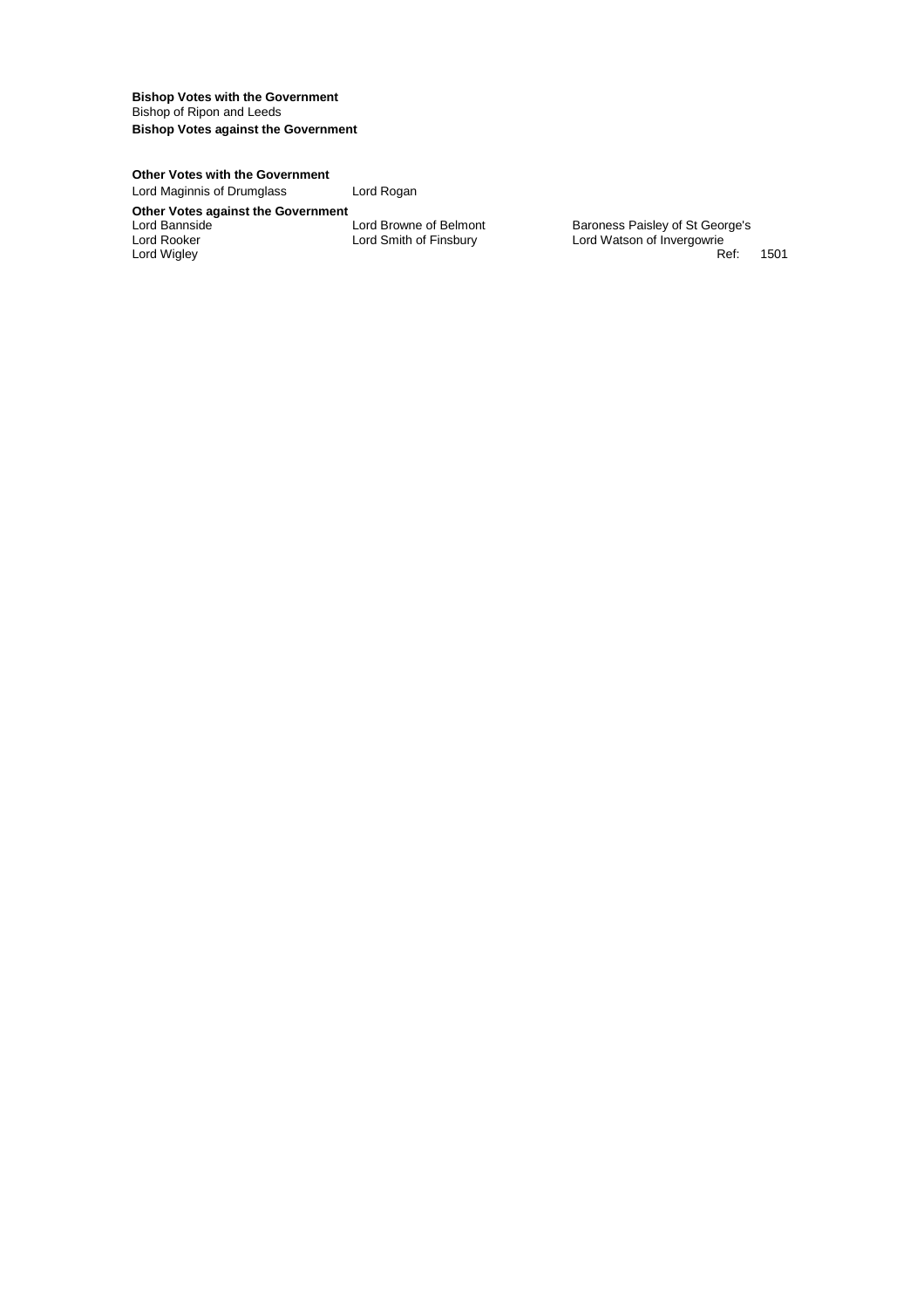**Bishop Votes with the Government**

Bishop of Ripon and Leeds

**Bishop Votes against the Government**

**Other Votes with the Government**

Lord Maginnis of Drumglass
Lord Rogan

**Other Votes against the Government**

Lord Bannside
Lord Browne of Belmont
Baroness Paisley of St George's
Lord Rooker
Lord Smith of Finsbury
Lord Watson of Invergowrie
Lord Wigley

Ref: 1501